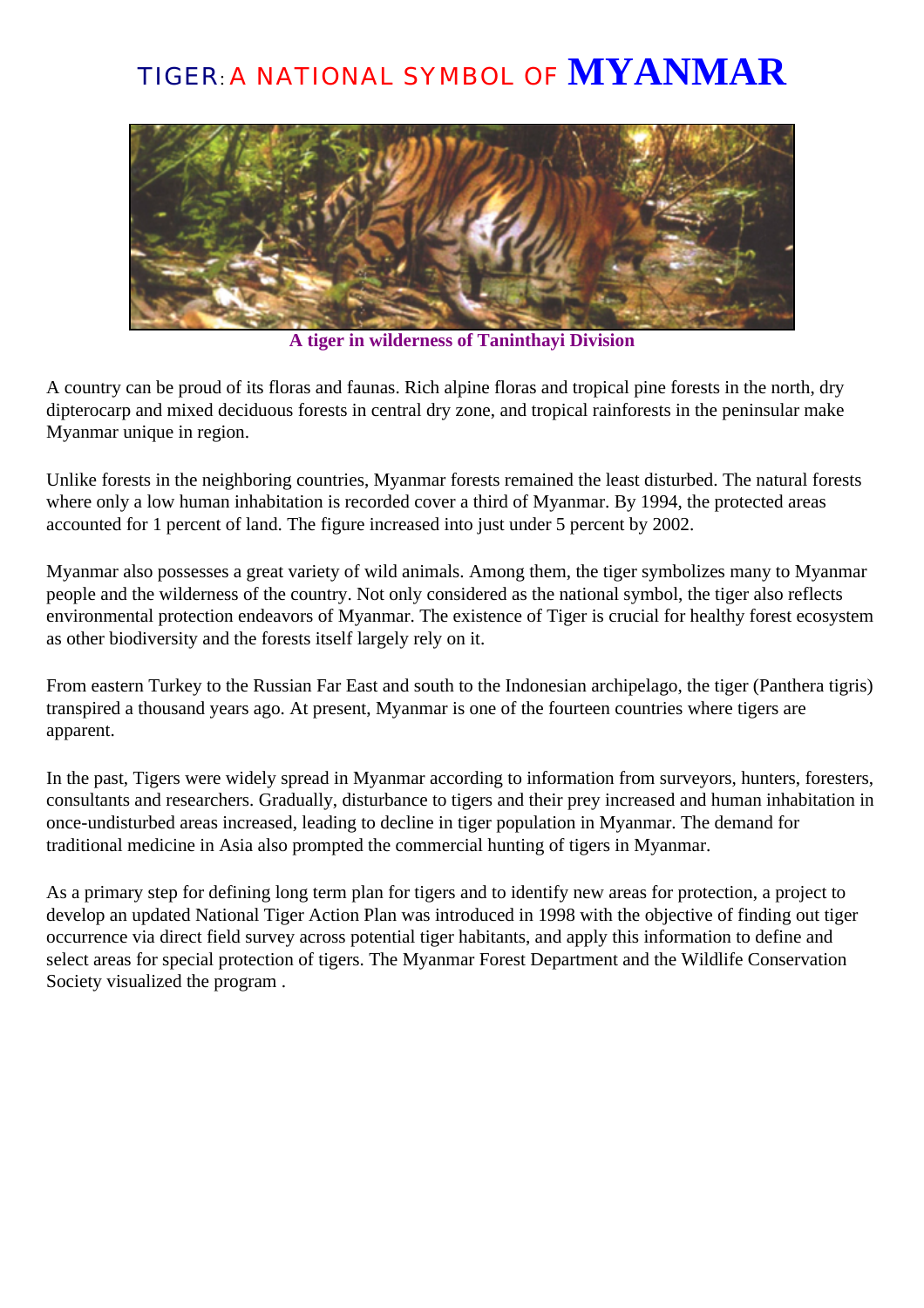# TIGER: A NATIONAL SYMBOL OF MYANMAR

**A tiger in wilderness of Taninthayi Division**

A country can be proud of its floras and faunas. Rich alpine floras and tropical pine forests in the north, dry dipterocarp and mixed deciduous forests in central dry zone, and tropical rainforests in the peninsular make Myanmar unique in region.

Unlike forests in the neighboring countries, Myanmar forests remained the least disturbed. The natural forests where only a low human inhabitation is recorded cover a third of Myanmar. By 1994, the protected areas accounted for 1 percent of land. The figure increased into just under 5 percent by 2002.

Myanmar also possesses a great variety of wild animals. Among them, the tiger symbolizes many to Myanmar people and the wilderness of the country. Not only considered as the national symbol, the tiger also reflects environmental protection endeavors of Myanmar. The existence of Tiger is crucial for healthy forest ecosystem as other biodiversity and the forests itself largely rely on it.

From eastern Turkey to the Russian Far East and south to the Indonesian archipelago, the tiger (Panthera tigris) transpired a thousand years ago. At present, Myanmar is one of the fourteen countries where tigers are apparent.

In the past, Tigers were widely spread in Myanmar according to information from surveyors, hunters, foresters, consultants and researchers. Gradually, disturbance to tigers and their prey increased and human inhabitation in once-undisturbed areas increased, leading to decline in tiger population in Myanmar. The demand for traditional medicine in Asia also prompted the commercial hunting of tigers in Myanmar.

As a primary step for defining long term plan for tigers and to identify new areas for protection, a project to develop an updated National Tiger Action Plan was introduced in 1998 with the objective of finding out tiger occurrence via direct field survey across potential tiger habitants, and apply this information to define and select areas for special protection of tigers. The Myanmar Forest Department and the Wildlife Conservation Society visualized the program .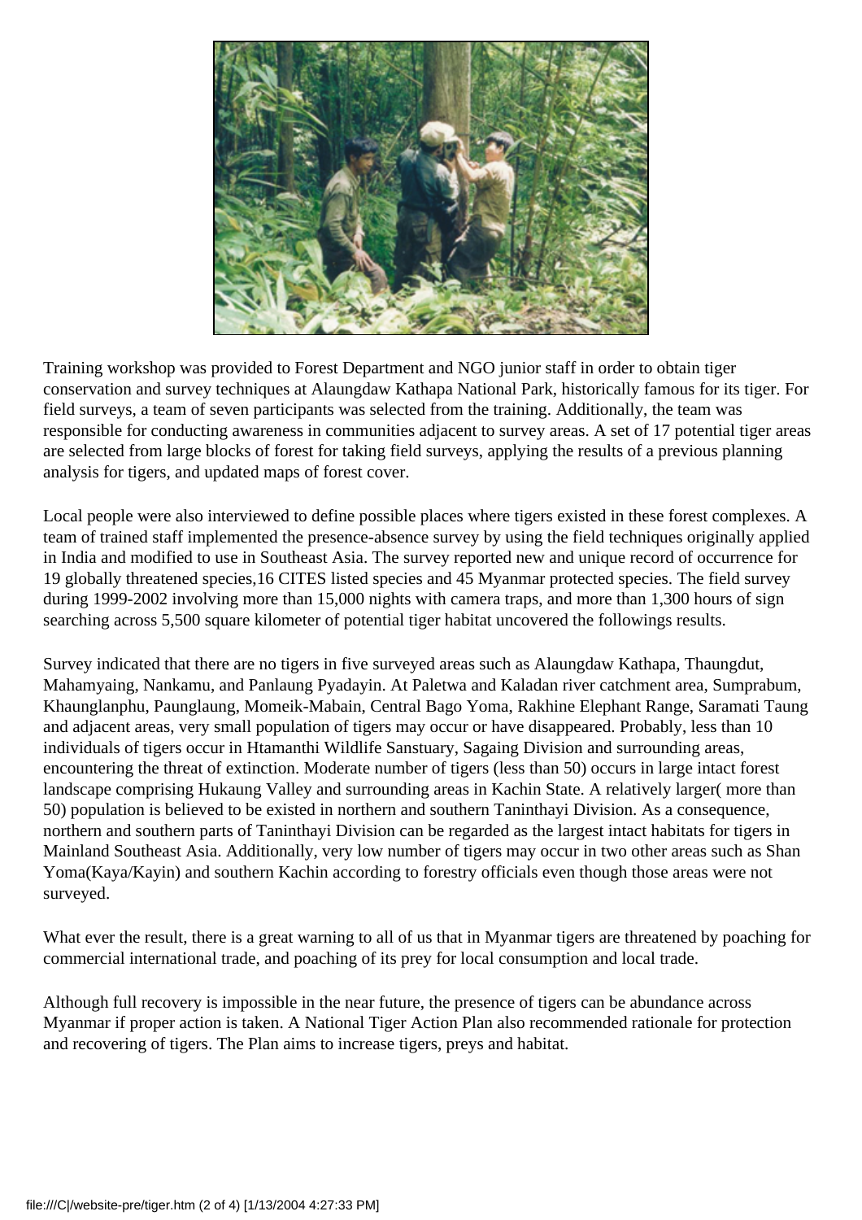Training workshop was provided to Forest Department and NGO junior staff in order to obtain tiger conservation and survey techniques at Alaungdaw Kathapa National Park, historically famous for its tiger. For field surveys, a team of seven participants was selected from the training. Additionally, the team was responsible for conducting awareness in communities adjacent to survey areas. A set of 17 potential tiger areas are selected from large blocks of forest for taking field surveys, applying the results of a previous planning analysis for tigers, and updated maps of forest cover.

Local people were also interviewed to define possible places where tigers existed in these forest complexes. A team of trained staff implemented the presence-absence survey by using the field techniques originally applied in India and modified to use in Southeast Asia. The survey reported new and unique record of occurrence for 19 globally threatened species,16 CITES listed species and 45 Myanmar protected species. The field survey during 1999-2002 involving more than 15,000 nights with camera traps, and more than 1,300 hours of sign searching across 5,500 square kilometer of potential tiger habitat uncovered the followings results.

Survey indicated that there are no tigers in five surveyed areas such as Alaungdaw Kathapa, Thaungdut, Mahamyaing, Nankamu, and Panlaung Pyadayin. At Paletwa and Kaladan river catchment area, Sumprabum, Khaunglanphu, Paunglaung, Momeik-Mabain, Central Bago Yoma, Rakhine Elephant Range, Saramati Taung and adjacent areas, very small population of tigers may occur or have disappeared. Probably, less than 10 individuals of tigers occur in Htamanthi Wildlife Sanstuary, Sagaing Division and surrounding areas, encountering the threat of extinction. Moderate number of tigers (less than 50) occurs in large intact forest landscape comprising Hukaung Valley and surrounding areas in Kachin State. A relatively larger( more than 50) population is believed to be existed in northern and southern Taninthayi Division. As a consequence, northern and southern parts of Taninthayi Division can be regarded as the largest intact habitats for tigers in Mainland Southeast Asia. Additionally, very low number of tigers may occur in two other areas such as Shan Yoma(Kaya/Kayin) and southern Kachin according to forestry officials even though those areas were not surveyed.

What ever the result, there is a great warning to all of us that in Myanmar tigers are threatened by poaching for commercial international trade, and poaching of its prey for local consumption and local trade.

Although full recovery is impossible in the near future, the presence of tigers can be abundance across Myanmar if proper action is taken. A National Tiger Action Plan also recommended rationale for protection and recovering of tigers. The Plan aims to increase tigers, preys and habitat.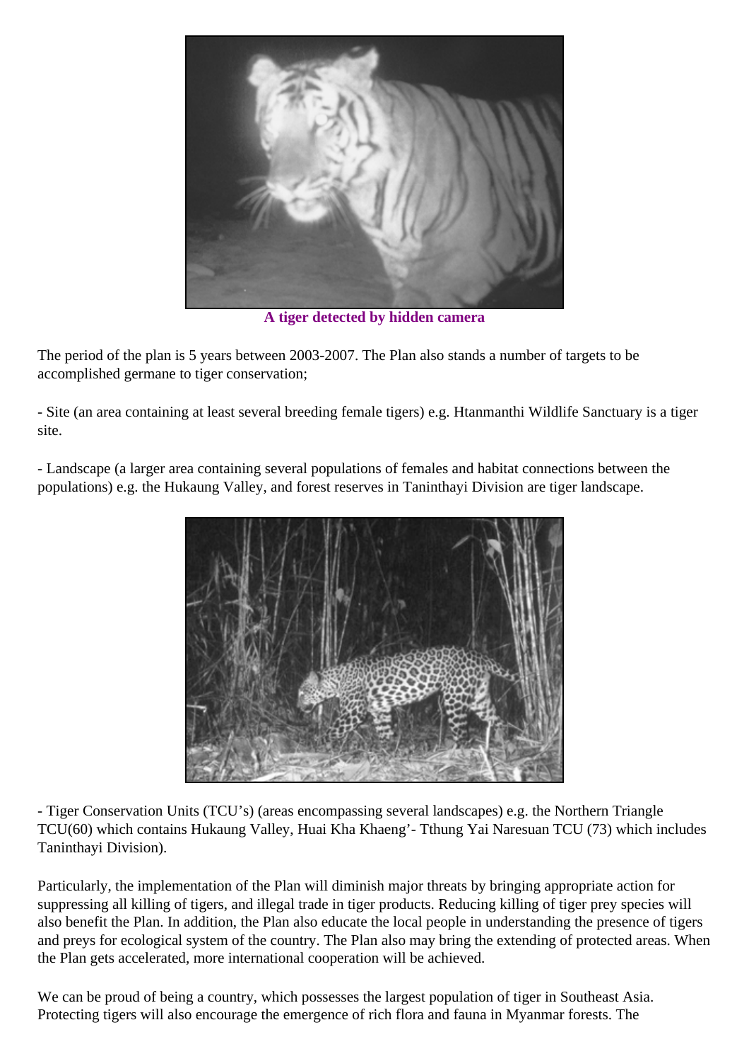**A tiger detected by hidden camera**

The period of the plan is 5 years between 2003-2007. The Plan also stands a number of targets to be accomplished germane to tiger conservation;

- Site (an area containing at least several breeding female tigers) e.g. Htanmanthi Wildlife Sanctuary is a tiger site.

- Landscape (a larger area containing several populations of females and habitat connections between the populations) e.g. the Hukaung Valley, and forest reserves in Taninthayi Division are tiger landscape.

- Tiger Conservation Units (TCU's) (areas encompassing several landscapes) e.g. the Northern Triangle TCU(60) which contains Hukaung Valley, Huai Kha Khaeng'- Tthung Yai Naresuan TCU (73) which includes Taninthayi Division).

Particularly, the implementation of the Plan will diminish major threats by bringing appropriate action for suppressing all killing of tigers, and illegal trade in tiger products. Reducing killing of tiger prey species will also benefit the Plan. In addition, the Plan also educate the local people in understanding the presence of tigers and preys for ecological system of the country. The Plan also may bring the extending of protected areas. When the Plan gets accelerated, more international cooperation will be achieved.

We can be proud of being a country, which possesses the largest population of tiger in Southeast Asia. Protecting tigers will also encourage the emergence of rich flora and fauna in Myanmar forests. The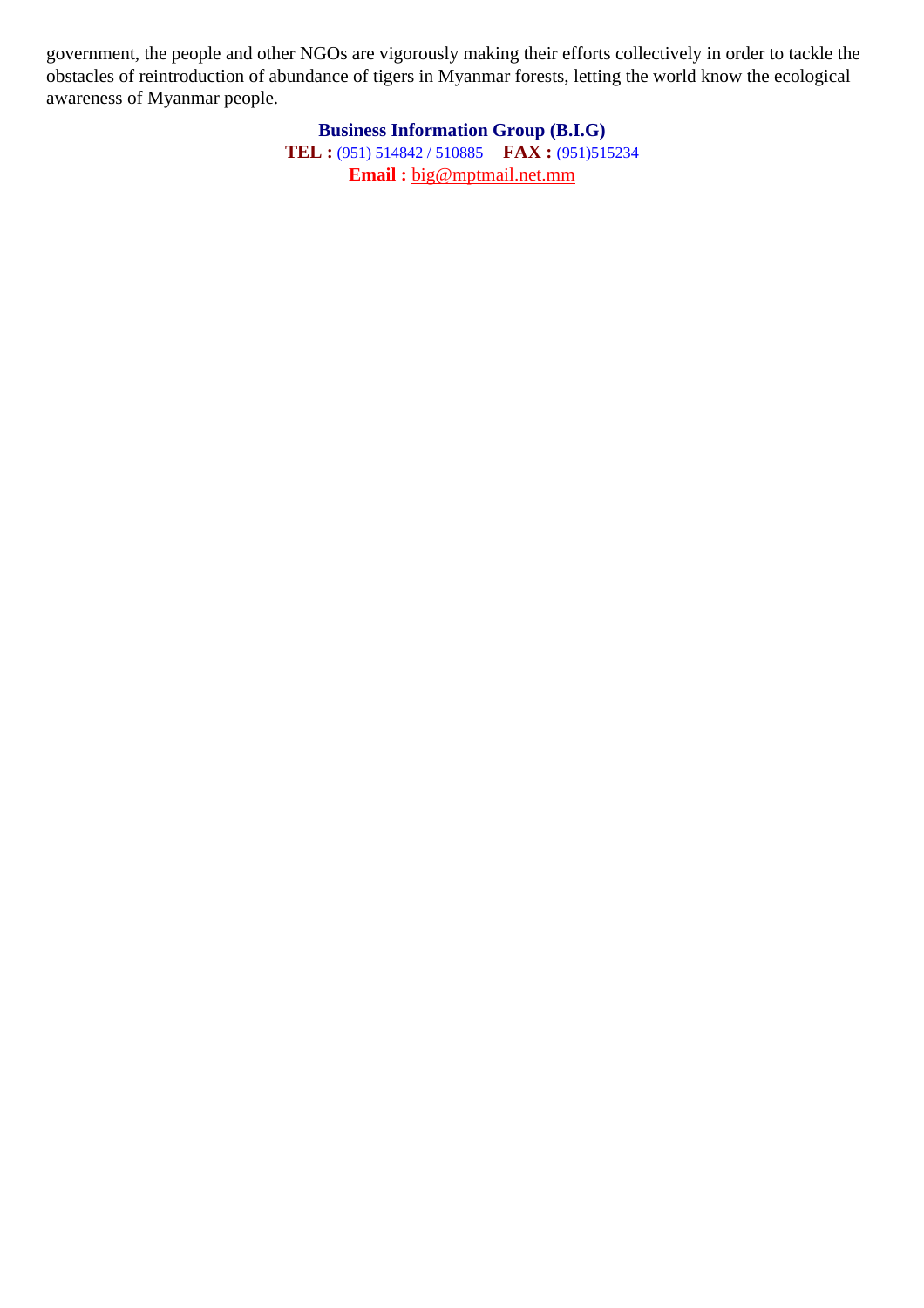government, the people and other NGOs are vigorously making their efforts collectively in order to tackle the obstacles of reintroduction of abundance of tigers in Myanmar forests, letting the world know the ecological awareness of Myanmar people.

**Business Information Group (B.I.G)**
**TEL :** (951) 514842 / 510885 **FAX :** (951)515234
**Email :** big@mptmail.net.mm